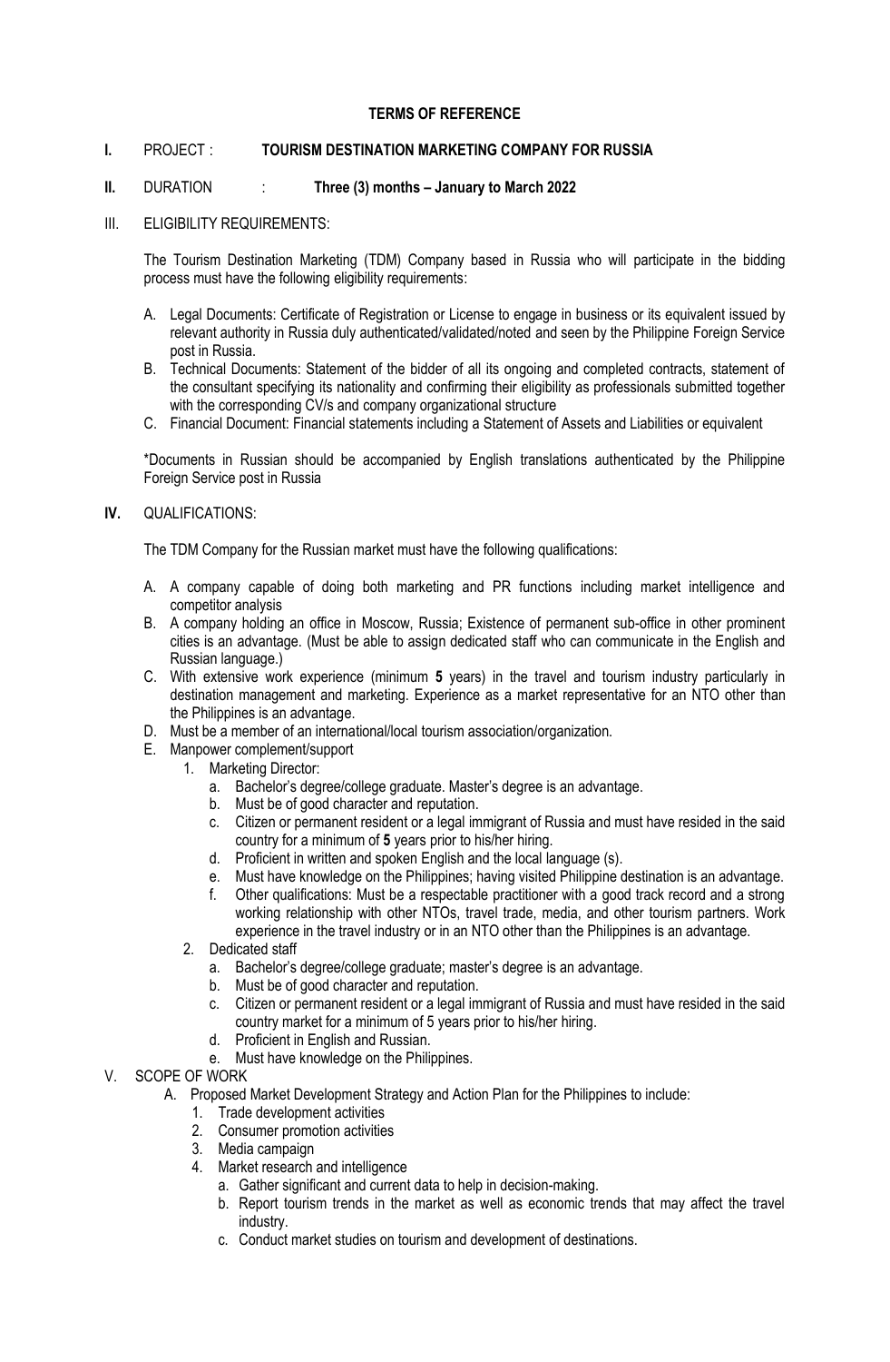**TERMS OF REFERENCE**

**I.** PROJECT : **TOURISM DESTINATION MARKETING COMPANY FOR RUSSIA**

**II.** DURATION : **Three (3) months – January to March 2022**

III. ELIGIBILITY REQUIREMENTS:

The Tourism Destination Marketing (TDM) Company based in Russia who will participate in the bidding process must have the following eligibility requirements:

A. Legal Documents: Certificate of Registration or License to engage in business or its equivalent issued by relevant authority in Russia duly authenticated/validated/noted and seen by the Philippine Foreign Service post in Russia.
B. Technical Documents: Statement of the bidder of all its ongoing and completed contracts, statement of the consultant specifying its nationality and confirming their eligibility as professionals submitted together with the corresponding CV/s and company organizational structure
C. Financial Document: Financial statements including a Statement of Assets and Liabilities or equivalent

*Documents in Russian should be accompanied by English translations authenticated by the Philippine Foreign Service post in Russia

**IV.** QUALIFICATIONS:

The TDM Company for the Russian market must have the following qualifications:

A. A company capable of doing both marketing and PR functions including market intelligence and competitor analysis
B. A company holding an office in Moscow, Russia; Existence of permanent sub-office in other prominent cities is an advantage. (Must be able to assign dedicated staff who can communicate in the English and Russian language.)
C. With extensive work experience (minimum **5** years) in the travel and tourism industry particularly in destination management and marketing. Experience as a market representative for an NTO other than the Philippines is an advantage.
D. Must be a member of an international/local tourism association/organization.
E. Manpower complement/support
   1. Marketing Director:
      a. Bachelor's degree/college graduate. Master's degree is an advantage.
      b. Must be of good character and reputation.
      c. Citizen or permanent resident or a legal immigrant of Russia and must have resided in the said country for a minimum of **5** years prior to his/her hiring.
      d. Proficient in written and spoken English and the local language (s).
      e. Must have knowledge on the Philippines; having visited Philippine destination is an advantage.
      f. Other qualifications: Must be a respectable practitioner with a good track record and a strong working relationship with other NTOs, travel trade, media, and other tourism partners. Work experience in the travel industry or in an NTO other than the Philippines is an advantage.
   2. Dedicated staff
      a. Bachelor's degree/college graduate; master's degree is an advantage.
      b. Must be of good character and reputation.
      c. Citizen or permanent resident or a legal immigrant of Russia and must have resided in the said country market for a minimum of 5 years prior to his/her hiring.
      d. Proficient in English and Russian.
      e. Must have knowledge on the Philippines.

V. SCOPE OF WORK

A. Proposed Market Development Strategy and Action Plan for the Philippines to include:
   1. Trade development activities
   2. Consumer promotion activities
   3. Media campaign
   4. Market research and intelligence
      a. Gather significant and current data to help in decision-making.
      b. Report tourism trends in the market as well as economic trends that may affect the travel industry.
      c. Conduct market studies on tourism and development of destinations.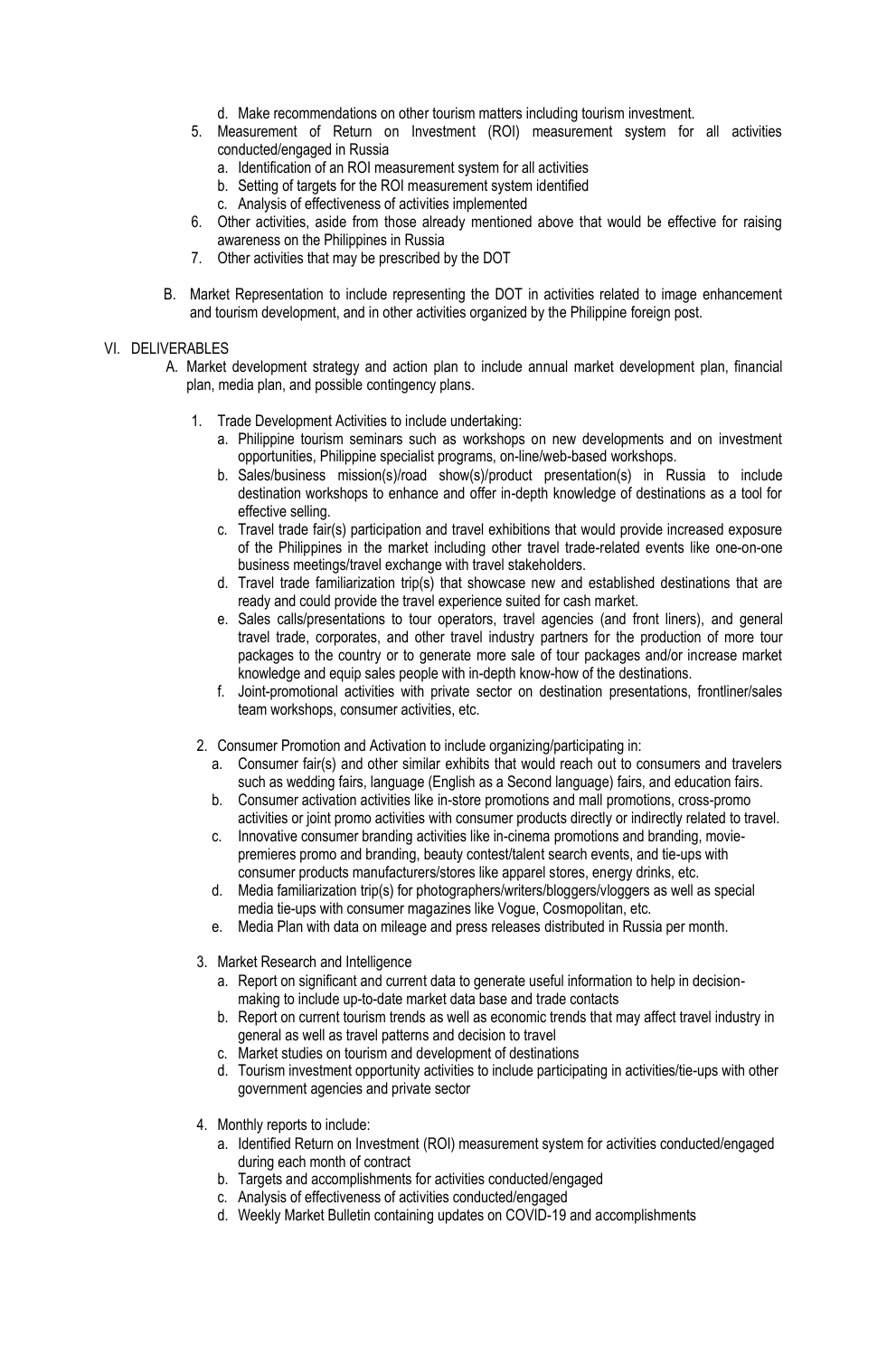d. Make recommendations on other tourism matters including tourism investment.

5. Measurement of Return on Investment (ROI) measurement system for all activities conducted/engaged in Russia
   a. Identification of an ROI measurement system for all activities
   b. Setting of targets for the ROI measurement system identified
   c. Analysis of effectiveness of activities implemented
6. Other activities, aside from those already mentioned above that would be effective for raising awareness on the Philippines in Russia
7. Other activities that may be prescribed by the DOT

B. Market Representation to include representing the DOT in activities related to image enhancement and tourism development, and in other activities organized by the Philippine foreign post.

## VI. DELIVERABLES

A. Market development strategy and action plan to include annual market development plan, financial plan, media plan, and possible contingency plans.

1. Trade Development Activities to include undertaking:
   a. Philippine tourism seminars such as workshops on new developments and on investment opportunities, Philippine specialist programs, on-line/web-based workshops.
   b. Sales/business mission(s)/road show(s)/product presentation(s) in Russia to include destination workshops to enhance and offer in-depth knowledge of destinations as a tool for effective selling.
   c. Travel trade fair(s) participation and travel exhibitions that would provide increased exposure of the Philippines in the market including other travel trade-related events like one-on-one business meetings/travel exchange with travel stakeholders.
   d. Travel trade familiarization trip(s) that showcase new and established destinations that are ready and could provide the travel experience suited for cash market.
   e. Sales calls/presentations to tour operators, travel agencies (and front liners), and general travel trade, corporates, and other travel industry partners for the production of more tour packages to the country or to generate more sale of tour packages and/or increase market knowledge and equip sales people with in-depth know-how of the destinations.
   f. Joint-promotional activities with private sector on destination presentations, frontliner/sales team workshops, consumer activities, etc.

2. Consumer Promotion and Activation to include organizing/participating in:
   a. Consumer fair(s) and other similar exhibits that would reach out to consumers and travelers such as wedding fairs, language (English as a Second language) fairs, and education fairs.
   b. Consumer activation activities like in-store promotions and mall promotions, cross-promo activities or joint promo activities with consumer products directly or indirectly related to travel.
   c. Innovative consumer branding activities like in-cinema promotions and branding, movie-premieres promo and branding, beauty contest/talent search events, and tie-ups with consumer products manufacturers/stores like apparel stores, energy drinks, etc.
   d. Media familiarization trip(s) for photographers/writers/bloggers/vloggers as well as special media tie-ups with consumer magazines like Vogue, Cosmopolitan, etc.
   e. Media Plan with data on mileage and press releases distributed in Russia per month.

3. Market Research and Intelligence
   a. Report on significant and current data to generate useful information to help in decision-making to include up-to-date market data base and trade contacts
   b. Report on current tourism trends as well as economic trends that may affect travel industry in general as well as travel patterns and decision to travel
   c. Market studies on tourism and development of destinations
   d. Tourism investment opportunity activities to include participating in activities/tie-ups with other government agencies and private sector

4. Monthly reports to include:
   a. Identified Return on Investment (ROI) measurement system for activities conducted/engaged during each month of contract
   b. Targets and accomplishments for activities conducted/engaged
   c. Analysis of effectiveness of activities conducted/engaged
   d. Weekly Market Bulletin containing updates on COVID-19 and accomplishments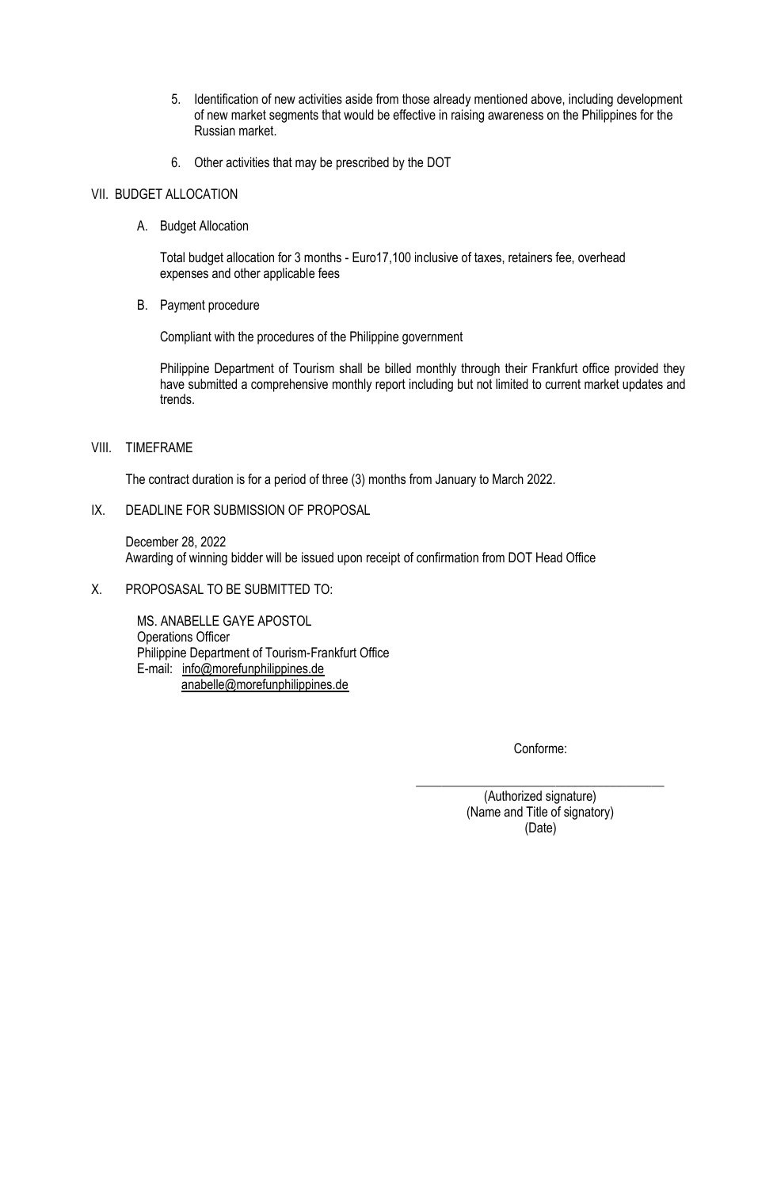5. Identification of new activities aside from those already mentioned above, including development of new market segments that would be effective in raising awareness on the Philippines for the Russian market.

6. Other activities that may be prescribed by the DOT

## VII. BUDGET ALLOCATION

A. Budget Allocation

Total budget allocation for 3 months - Euro17,100 inclusive of taxes, retainers fee, overhead expenses and other applicable fees

B. Payment procedure

Compliant with the procedures of the Philippine government

Philippine Department of Tourism shall be billed monthly through their Frankfurt office provided they have submitted a comprehensive monthly report including but not limited to current market updates and trends.

## VIII. TIMEFRAME

The contract duration is for a period of three (3) months from January to March 2022.

## IX. DEADLINE FOR SUBMISSION OF PROPOSAL

December 28, 2022
Awarding of winning bidder will be issued upon receipt of confirmation from DOT Head Office

## X. PROPOSASAL TO BE SUBMITTED TO:

MS. ANABELLE GAYE APOSTOL
Operations Officer
Philippine Department of Tourism-Frankfurt Office
E-mail: info@morefunphilippines.de
anabelle@morefunphilippines.de

Conforme:

\_\_\_\_\_\_\_\_\_\_\_\_\_\_\_\_\_\_\_\_\_\_\_\_\_\_\_\_\_\_\_\_\_\_\_\_\_\_

(Authorized signature)
(Name and Title of signatory)
(Date)